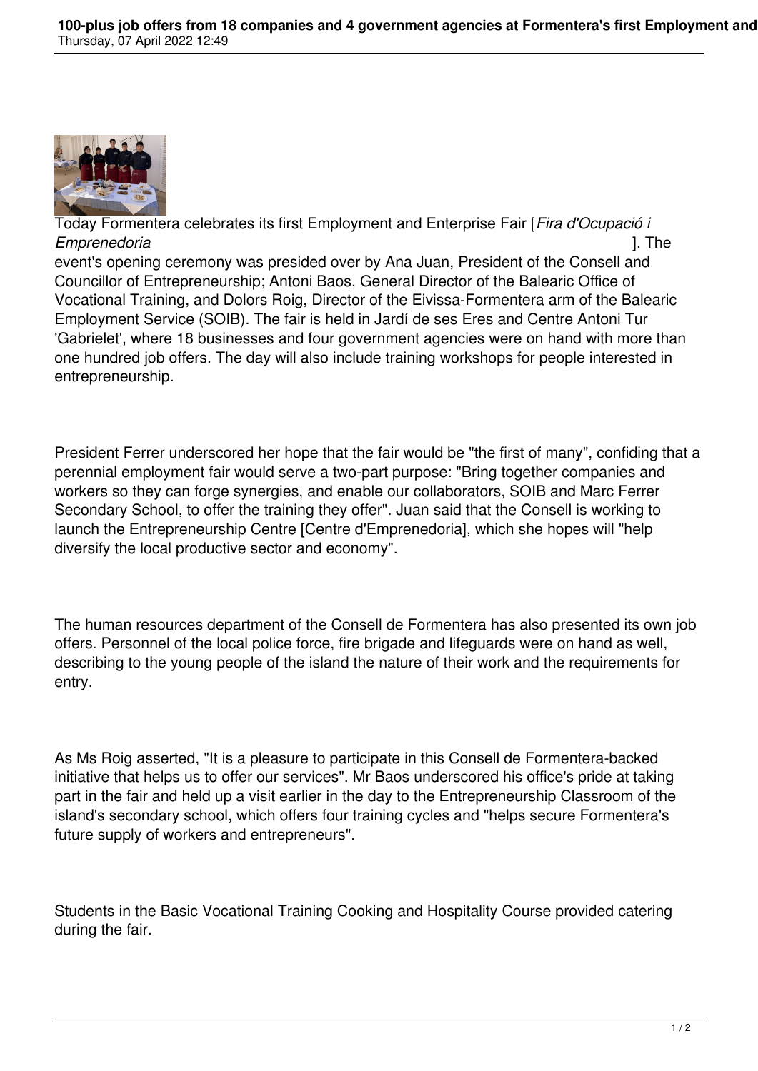Today Formentera celebrates its first Employment and Enterprise Fair [*Fira d'Ocupació i Emprenedoria*]. The event's opening ceremony was presided over by Ana Juan, President of the Consell and Councillor of Entrepreneurship; Antoni Baos, General Director of the Balearic Office of Vocational Training, and Dolors Roig, Director of the Eivissa-Formentera arm of the Balearic Employment Service (SOIB). The fair is held in Jardí de ses Eres and Centre Antoni Tur 'Gabrielet', where 18 businesses and four government agencies were on hand with more than one hundred job offers. The day will also include training workshops for people interested in entrepreneurship.

President Ferrer underscored her hope that the fair would be "the first of many", confiding that a perennial employment fair would serve a two-part purpose: "Bring together companies and workers so they can forge synergies, and enable our collaborators, SOIB and Marc Ferrer Secondary School, to offer the training they offer". Juan said that the Consell is working to launch the Entrepreneurship Centre [Centre d'Emprenedoria], which she hopes will "help diversify the local productive sector and economy".

The human resources department of the Consell de Formentera has also presented its own job offers. Personnel of the local police force, fire brigade and lifeguards were on hand as well, describing to the young people of the island the nature of their work and the requirements for entry.

As Ms Roig asserted, "It is a pleasure to participate in this Consell de Formentera-backed initiative that helps us to offer our services". Mr Baos underscored his office's pride at taking part in the fair and held up a visit earlier in the day to the Entrepreneurship Classroom of the island's secondary school, which offers four training cycles and "helps secure Formentera's future supply of workers and entrepreneurs".

Students in the Basic Vocational Training Cooking and Hospitality Course provided catering during the fair.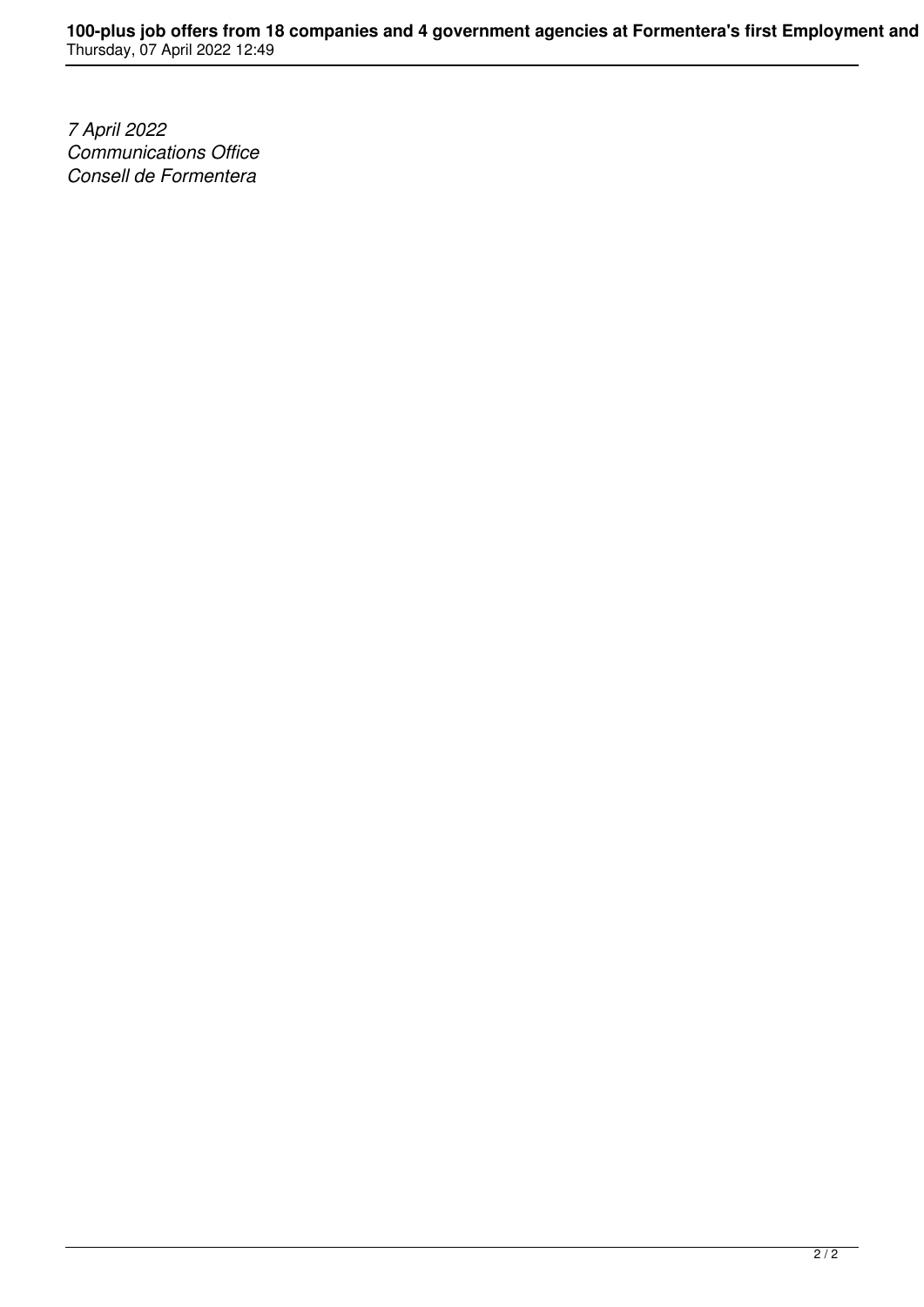*7 April 2022*
*Communications Office*
*Consell de Formentera*